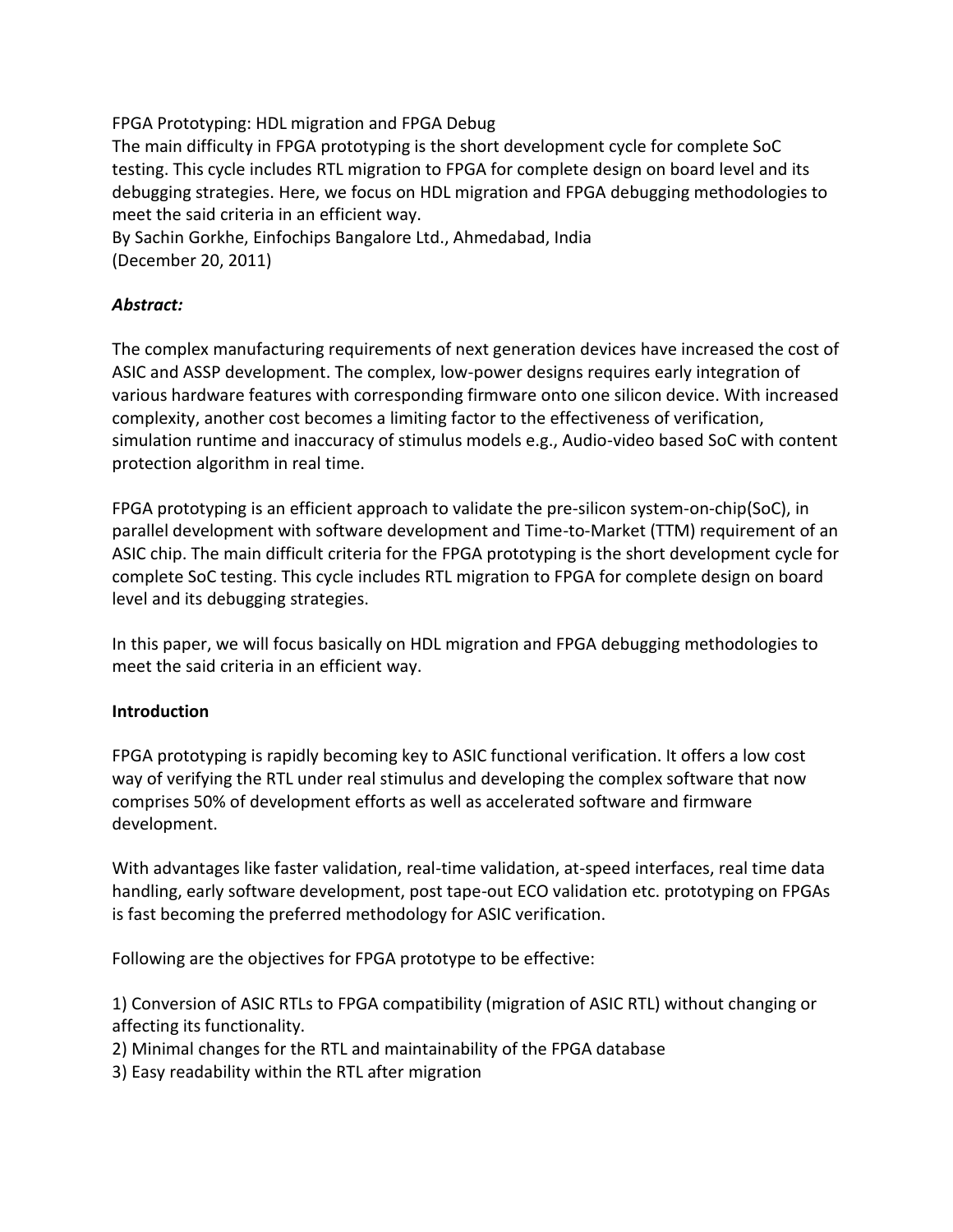FPGA Prototyping: HDL migration and FPGA Debug

The main difficulty in FPGA prototyping is the short development cycle for complete SoC testing. This cycle includes RTL migration to FPGA for complete design on board level and its debugging strategies. Here, we focus on HDL migration and FPGA debugging methodologies to meet the said criteria in an efficient way.

By Sachin Gorkhe, Einfochips Bangalore Ltd., Ahmedabad, India
(December 20, 2011)

***Abstract:***

The complex manufacturing requirements of next generation devices have increased the cost of ASIC and ASSP development. The complex, low-power designs requires early integration of various hardware features with corresponding firmware onto one silicon device. With increased complexity, another cost becomes a limiting factor to the effectiveness of verification, simulation runtime and inaccuracy of stimulus models e.g., Audio-video based SoC with content protection algorithm in real time.

FPGA prototyping is an efficient approach to validate the pre-silicon system-on-chip(SoC), in parallel development with software development and Time-to-Market (TTM) requirement of an ASIC chip. The main difficult criteria for the FPGA prototyping is the short development cycle for complete SoC testing. This cycle includes RTL migration to FPGA for complete design on board level and its debugging strategies.

In this paper, we will focus basically on HDL migration and FPGA debugging methodologies to meet the said criteria in an efficient way.

**Introduction**

FPGA prototyping is rapidly becoming key to ASIC functional verification. It offers a low cost way of verifying the RTL under real stimulus and developing the complex software that now comprises 50% of development efforts as well as accelerated software and firmware development.

With advantages like faster validation, real-time validation, at-speed interfaces, real time data handling, early software development, post tape-out ECO validation etc. prototyping on FPGAs is fast becoming the preferred methodology for ASIC verification.

Following are the objectives for FPGA prototype to be effective:

1) Conversion of ASIC RTLs to FPGA compatibility (migration of ASIC RTL) without changing or affecting its functionality.
2) Minimal changes for the RTL and maintainability of the FPGA database
3) Easy readability within the RTL after migration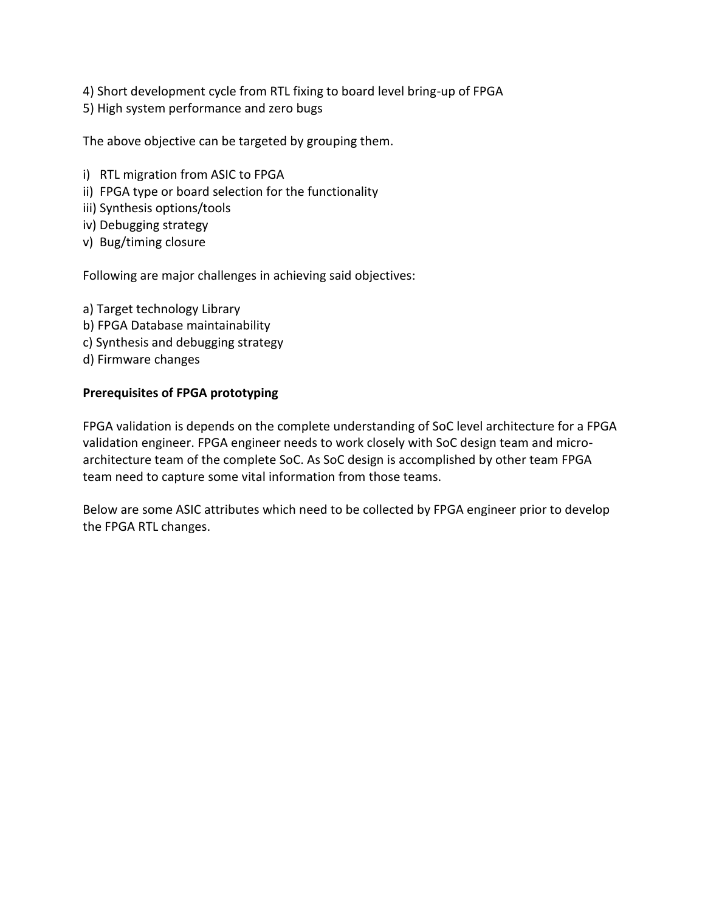4) Short development cycle from RTL fixing to board level bring-up of FPGA
5) High system performance and zero bugs

The above objective can be targeted by grouping them.

i) RTL migration from ASIC to FPGA
ii) FPGA type or board selection for the functionality
iii) Synthesis options/tools
iv) Debugging strategy
v) Bug/timing closure

Following are major challenges in achieving said objectives:

a) Target technology Library
b) FPGA Database maintainability
c) Synthesis and debugging strategy
d) Firmware changes

**Prerequisites of FPGA prototyping**

FPGA validation is depends on the complete understanding of SoC level architecture for a FPGA validation engineer. FPGA engineer needs to work closely with SoC design team and micro-architecture team of the complete SoC. As SoC design is accomplished by other team FPGA team need to capture some vital information from those teams.

Below are some ASIC attributes which need to be collected by FPGA engineer prior to develop the FPGA RTL changes.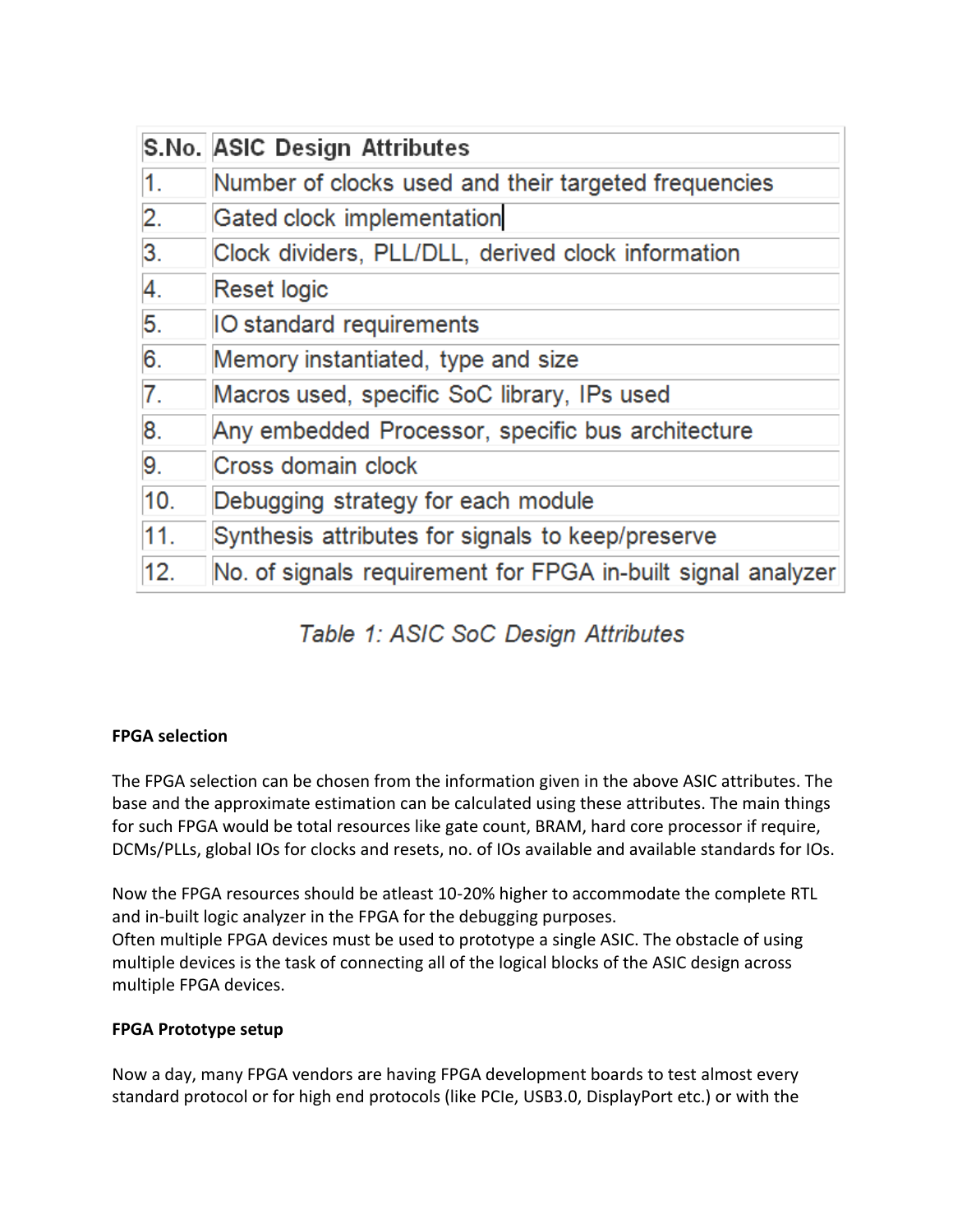| S.No. | ASIC Design Attributes |
|---|---|
| 1. | Number of clocks used and their targeted frequencies |
| 2. | Gated clock implementation |
| 3. | Clock dividers, PLL/DLL, derived clock information |
| 4. | Reset logic |
| 5. | IO standard requirements |
| 6. | Memory instantiated, type and size |
| 7. | Macros used, specific SoC library, IPs used |
| 8. | Any embedded Processor, specific bus architecture |
| 9. | Cross domain clock |
| 10. | Debugging strategy for each module |
| 11. | Synthesis attributes for signals to keep/preserve |
| 12. | No. of signals requirement for FPGA in-built signal analyzer |

*Table 1: ASIC SoC Design Attributes*

**FPGA selection**

The FPGA selection can be chosen from the information given in the above ASIC attributes. The base and the approximate estimation can be calculated using these attributes. The main things for such FPGA would be total resources like gate count, BRAM, hard core processor if require, DCMs/PLLs, global IOs for clocks and resets, no. of IOs available and available standards for IOs.

Now the FPGA resources should be atleast 10-20% higher to accommodate the complete RTL and in-built logic analyzer in the FPGA for the debugging purposes.
Often multiple FPGA devices must be used to prototype a single ASIC. The obstacle of using multiple devices is the task of connecting all of the logical blocks of the ASIC design across multiple FPGA devices.

**FPGA Prototype setup**

Now a day, many FPGA vendors are having FPGA development boards to test almost every standard protocol or for high end protocols (like PCIe, USB3.0, DisplayPort etc.) or with the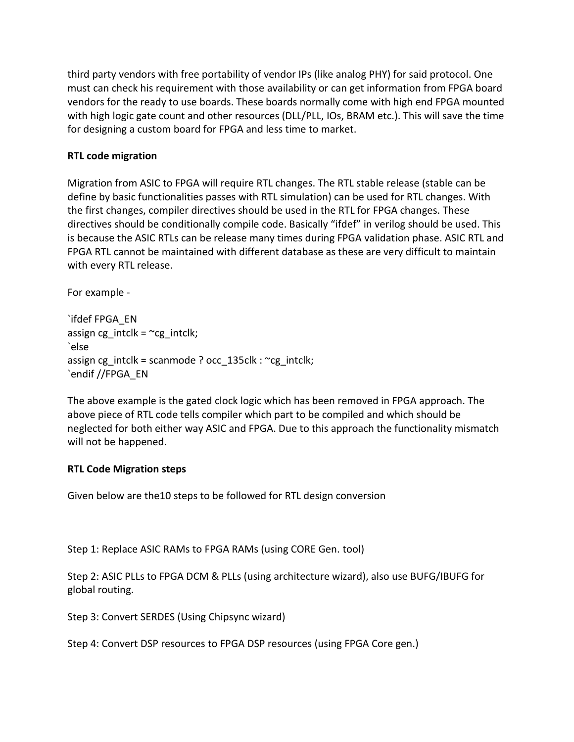third party vendors with free portability of vendor IPs (like analog PHY) for said protocol. One must can check his requirement with those availability or can get information from FPGA board vendors for the ready to use boards. These boards normally come with high end FPGA mounted with high logic gate count and other resources (DLL/PLL, IOs, BRAM etc.). This will save the time for designing a custom board for FPGA and less time to market.

**RTL code migration**

Migration from ASIC to FPGA will require RTL changes. The RTL stable release (stable can be define by basic functionalities passes with RTL simulation) can be used for RTL changes. With the first changes, compiler directives should be used in the RTL for FPGA changes. These directives should be conditionally compile code. Basically "ifdef" in verilog should be used. This is because the ASIC RTLs can be release many times during FPGA validation phase. ASIC RTL and FPGA RTL cannot be maintained with different database as these are very difficult to maintain with every RTL release.

For example -

```
`ifdef FPGA_EN
assign cg_intclk = ~cg_intclk;
`else
assign cg_intclk = scanmode ? occ_135clk : ~cg_intclk;
`endif //FPGA_EN
```

The above example is the gated clock logic which has been removed in FPGA approach. The above piece of RTL code tells compiler which part to be compiled and which should be neglected for both either way ASIC and FPGA. Due to this approach the functionality mismatch will not be happened.

**RTL Code Migration steps**

Given below are the10 steps to be followed for RTL design conversion

Step 1: Replace ASIC RAMs to FPGA RAMs (using CORE Gen. tool)

Step 2: ASIC PLLs to FPGA DCM & PLLs (using architecture wizard), also use BUFG/IBUFG for global routing.

Step 3: Convert SERDES (Using Chipsync wizard)

Step 4: Convert DSP resources to FPGA DSP resources (using FPGA Core gen.)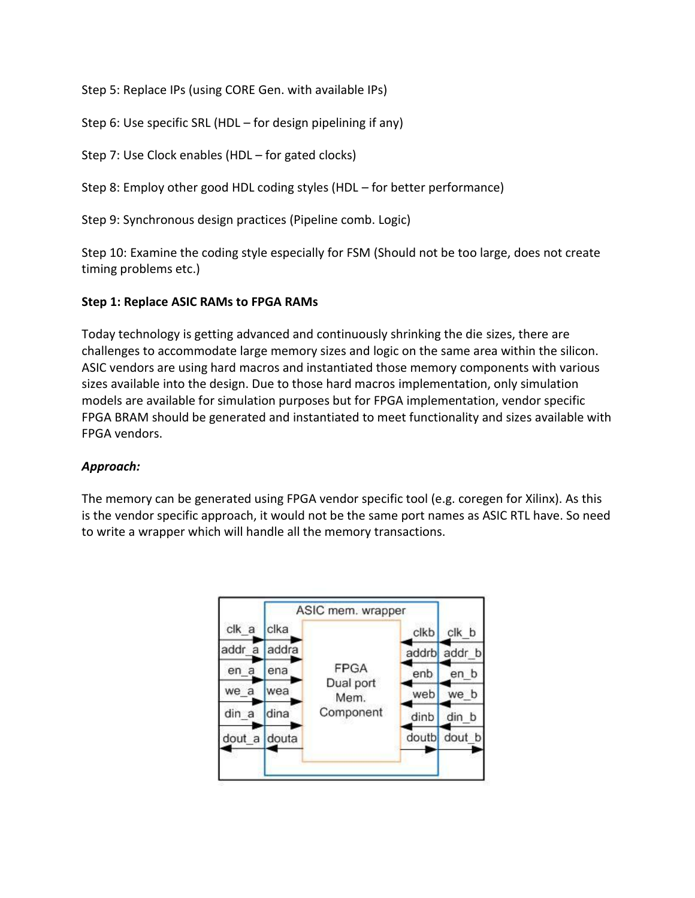Step 5: Replace IPs (using CORE Gen. with available IPs)

Step 6: Use specific SRL (HDL – for design pipelining if any)

Step 7: Use Clock enables (HDL – for gated clocks)

Step 8: Employ other good HDL coding styles (HDL – for better performance)

Step 9: Synchronous design practices (Pipeline comb. Logic)

Step 10: Examine the coding style especially for FSM (Should not be too large, does not create timing problems etc.)

**Step 1: Replace ASIC RAMs to FPGA RAMs**

Today technology is getting advanced and continuously shrinking the die sizes, there are challenges to accommodate large memory sizes and logic on the same area within the silicon. ASIC vendors are using hard macros and instantiated those memory components with various sizes available into the design. Due to those hard macros implementation, only simulation models are available for simulation purposes but for FPGA implementation, vendor specific FPGA BRAM should be generated and instantiated to meet functionality and sizes available with FPGA vendors.

***Approach:***

The memory can be generated using FPGA vendor specific tool (e.g. coregen for Xilinx). As this is the vendor specific approach, it would not be the same port names as ASIC RTL have. So need to write a wrapper which will handle all the memory transactions.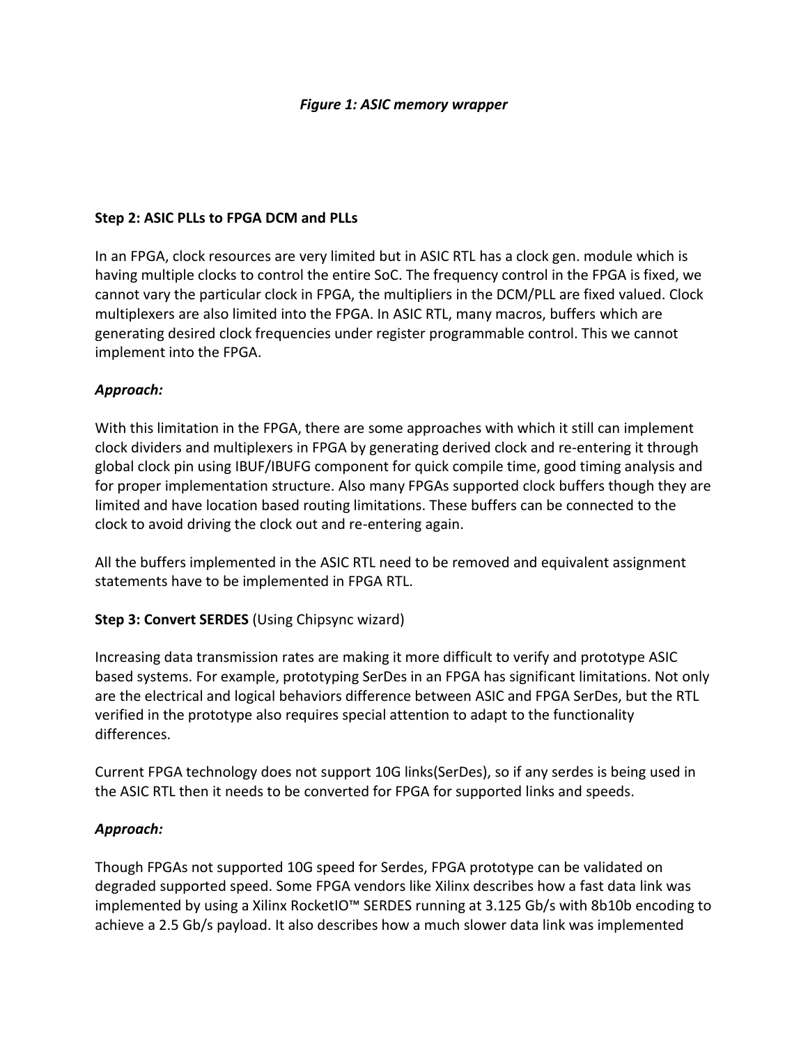*Figure 1: ASIC memory wrapper*

**Step 2: ASIC PLLs to FPGA DCM and PLLs**

In an FPGA, clock resources are very limited but in ASIC RTL has a clock gen. module which is having multiple clocks to control the entire SoC. The frequency control in the FPGA is fixed, we cannot vary the particular clock in FPGA, the multipliers in the DCM/PLL are fixed valued. Clock multiplexers are also limited into the FPGA. In ASIC RTL, many macros, buffers which are generating desired clock frequencies under register programmable control. This we cannot implement into the FPGA.

***Approach:***

With this limitation in the FPGA, there are some approaches with which it still can implement clock dividers and multiplexers in FPGA by generating derived clock and re-entering it through global clock pin using IBUF/IBUFG component for quick compile time, good timing analysis and for proper implementation structure. Also many FPGAs supported clock buffers though they are limited and have location based routing limitations. These buffers can be connected to the clock to avoid driving the clock out and re-entering again.

All the buffers implemented in the ASIC RTL need to be removed and equivalent assignment statements have to be implemented in FPGA RTL.

**Step 3: Convert SERDES** (Using Chipsync wizard)

Increasing data transmission rates are making it more difficult to verify and prototype ASIC based systems. For example, prototyping SerDes in an FPGA has significant limitations. Not only are the electrical and logical behaviors difference between ASIC and FPGA SerDes, but the RTL verified in the prototype also requires special attention to adapt to the functionality differences.

Current FPGA technology does not support 10G links(SerDes), so if any serdes is being used in the ASIC RTL then it needs to be converted for FPGA for supported links and speeds.

***Approach:***

Though FPGAs not supported 10G speed for Serdes, FPGA prototype can be validated on degraded supported speed. Some FPGA vendors like Xilinx describes how a fast data link was implemented by using a Xilinx RocketIO™ SERDES running at 3.125 Gb/s with 8b10b encoding to achieve a 2.5 Gb/s payload. It also describes how a much slower data link was implemented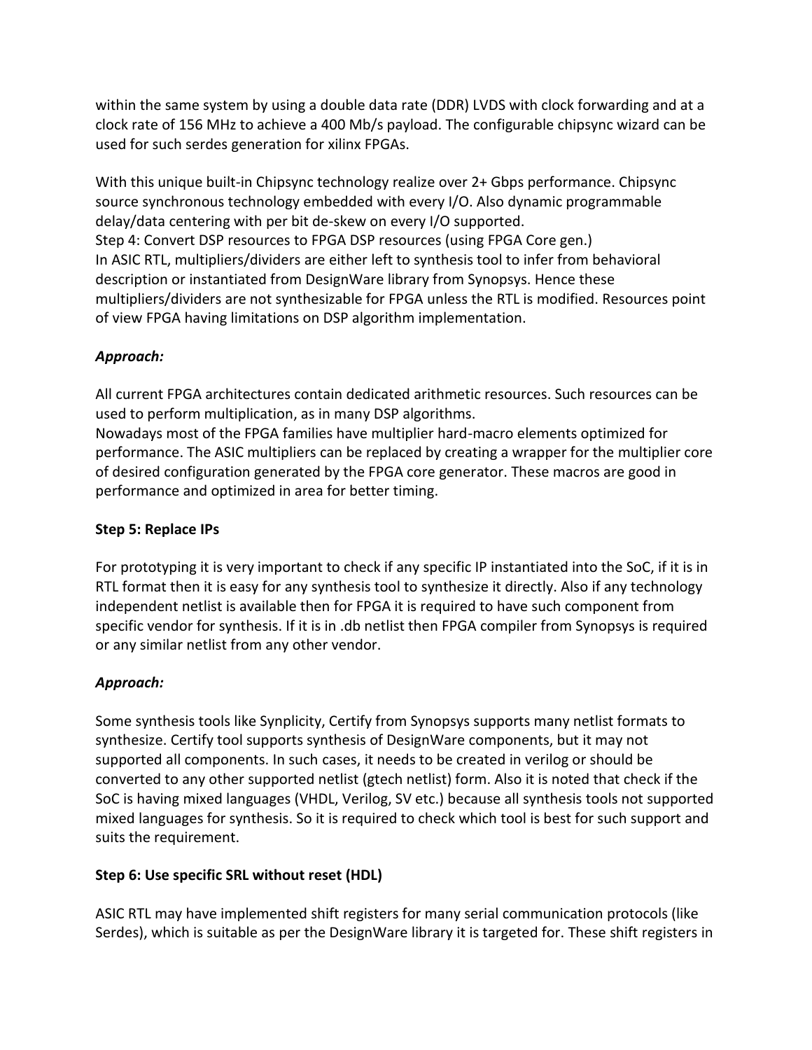within the same system by using a double data rate (DDR) LVDS with clock forwarding and at a clock rate of 156 MHz to achieve a 400 Mb/s payload. The configurable chipsync wizard can be used for such serdes generation for xilinx FPGAs.

With this unique built-in Chipsync technology realize over 2+ Gbps performance. Chipsync source synchronous technology embedded with every I/O. Also dynamic programmable delay/data centering with per bit de-skew on every I/O supported.
Step 4: Convert DSP resources to FPGA DSP resources (using FPGA Core gen.)
In ASIC RTL, multipliers/dividers are either left to synthesis tool to infer from behavioral description or instantiated from DesignWare library from Synopsys. Hence these multipliers/dividers are not synthesizable for FPGA unless the RTL is modified. Resources point of view FPGA having limitations on DSP algorithm implementation.

***Approach:***

All current FPGA architectures contain dedicated arithmetic resources. Such resources can be used to perform multiplication, as in many DSP algorithms.
Nowadays most of the FPGA families have multiplier hard-macro elements optimized for performance. The ASIC multipliers can be replaced by creating a wrapper for the multiplier core of desired configuration generated by the FPGA core generator. These macros are good in performance and optimized in area for better timing.

**Step 5: Replace IPs**

For prototyping it is very important to check if any specific IP instantiated into the SoC, if it is in RTL format then it is easy for any synthesis tool to synthesize it directly. Also if any technology independent netlist is available then for FPGA it is required to have such component from specific vendor for synthesis. If it is in .db netlist then FPGA compiler from Synopsys is required or any similar netlist from any other vendor.

***Approach:***

Some synthesis tools like Synplicity, Certify from Synopsys supports many netlist formats to synthesize. Certify tool supports synthesis of DesignWare components, but it may not supported all components. In such cases, it needs to be created in verilog or should be converted to any other supported netlist (gtech netlist) form. Also it is noted that check if the SoC is having mixed languages (VHDL, Verilog, SV etc.) because all synthesis tools not supported mixed languages for synthesis. So it is required to check which tool is best for such support and suits the requirement.

**Step 6: Use specific SRL without reset (HDL)**

ASIC RTL may have implemented shift registers for many serial communication protocols (like Serdes), which is suitable as per the DesignWare library it is targeted for. These shift registers in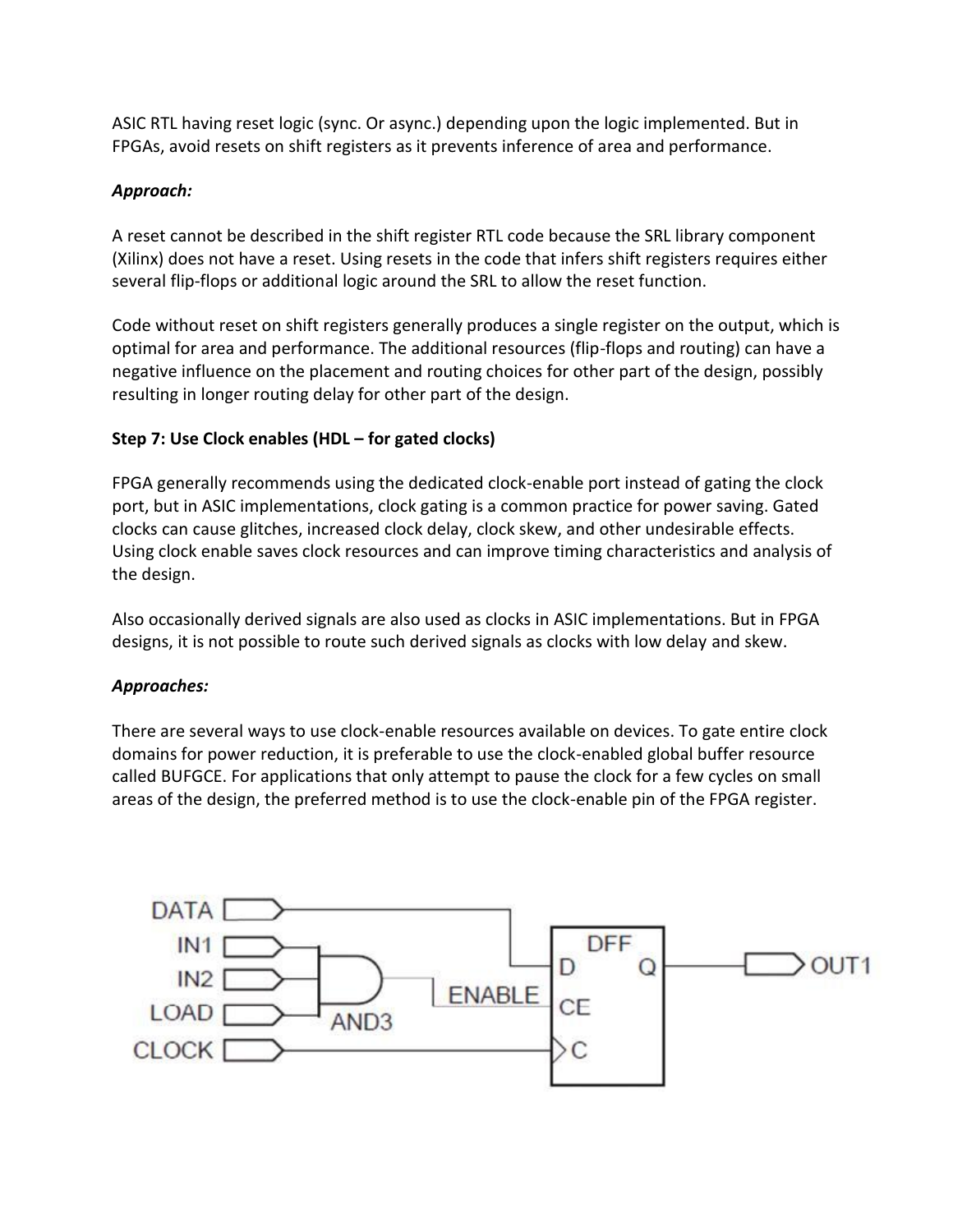ASIC RTL having reset logic (sync. Or async.) depending upon the logic implemented. But in FPGAs, avoid resets on shift registers as it prevents inference of area and performance.

***Approach:***

A reset cannot be described in the shift register RTL code because the SRL library component (Xilinx) does not have a reset. Using resets in the code that infers shift registers requires either several flip-flops or additional logic around the SRL to allow the reset function.

Code without reset on shift registers generally produces a single register on the output, which is optimal for area and performance. The additional resources (flip-flops and routing) can have a negative influence on the placement and routing choices for other part of the design, possibly resulting in longer routing delay for other part of the design.

**Step 7: Use Clock enables (HDL – for gated clocks)**

FPGA generally recommends using the dedicated clock-enable port instead of gating the clock port, but in ASIC implementations, clock gating is a common practice for power saving. Gated clocks can cause glitches, increased clock delay, clock skew, and other undesirable effects. Using clock enable saves clock resources and can improve timing characteristics and analysis of the design.

Also occasionally derived signals are also used as clocks in ASIC implementations. But in FPGA designs, it is not possible to route such derived signals as clocks with low delay and skew.

***Approaches:***

There are several ways to use clock-enable resources available on devices. To gate entire clock domains for power reduction, it is preferable to use the clock-enabled global buffer resource called BUFGCE. For applications that only attempt to pause the clock for a few cycles on small areas of the design, the preferred method is to use the clock-enable pin of the FPGA register.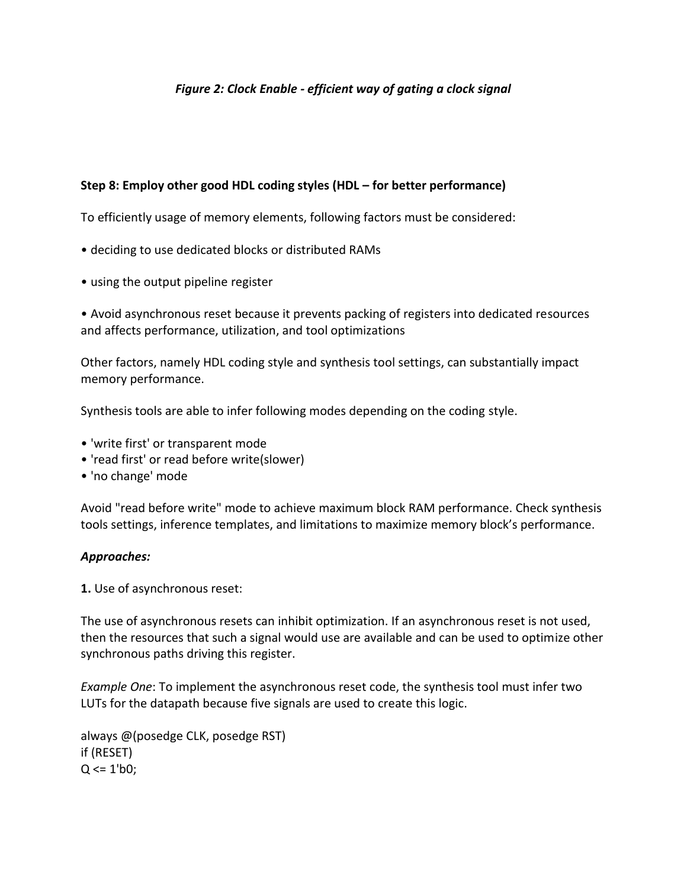*Figure 2: Clock Enable - efficient way of gating a clock signal*

**Step 8: Employ other good HDL coding styles (HDL – for better performance)**

To efficiently usage of memory elements, following factors must be considered:

- deciding to use dedicated blocks or distributed RAMs
- using the output pipeline register
- Avoid asynchronous reset because it prevents packing of registers into dedicated resources and affects performance, utilization, and tool optimizations

Other factors, namely HDL coding style and synthesis tool settings, can substantially impact memory performance.

Synthesis tools are able to infer following modes depending on the coding style.

- 'write first' or transparent mode
- 'read first' or read before write(slower)
- 'no change' mode

Avoid "read before write" mode to achieve maximum block RAM performance. Check synthesis tools settings, inference templates, and limitations to maximize memory block's performance.

***Approaches:***

**1.** Use of asynchronous reset:

The use of asynchronous resets can inhibit optimization. If an asynchronous reset is not used, then the resources that such a signal would use are available and can be used to optimize other synchronous paths driving this register.

*Example One*: To implement the asynchronous reset code, the synthesis tool must infer two LUTs for the datapath because five signals are used to create this logic.

```
always @(posedge CLK, posedge RST)
if (RESET)
Q <= 1'b0;
```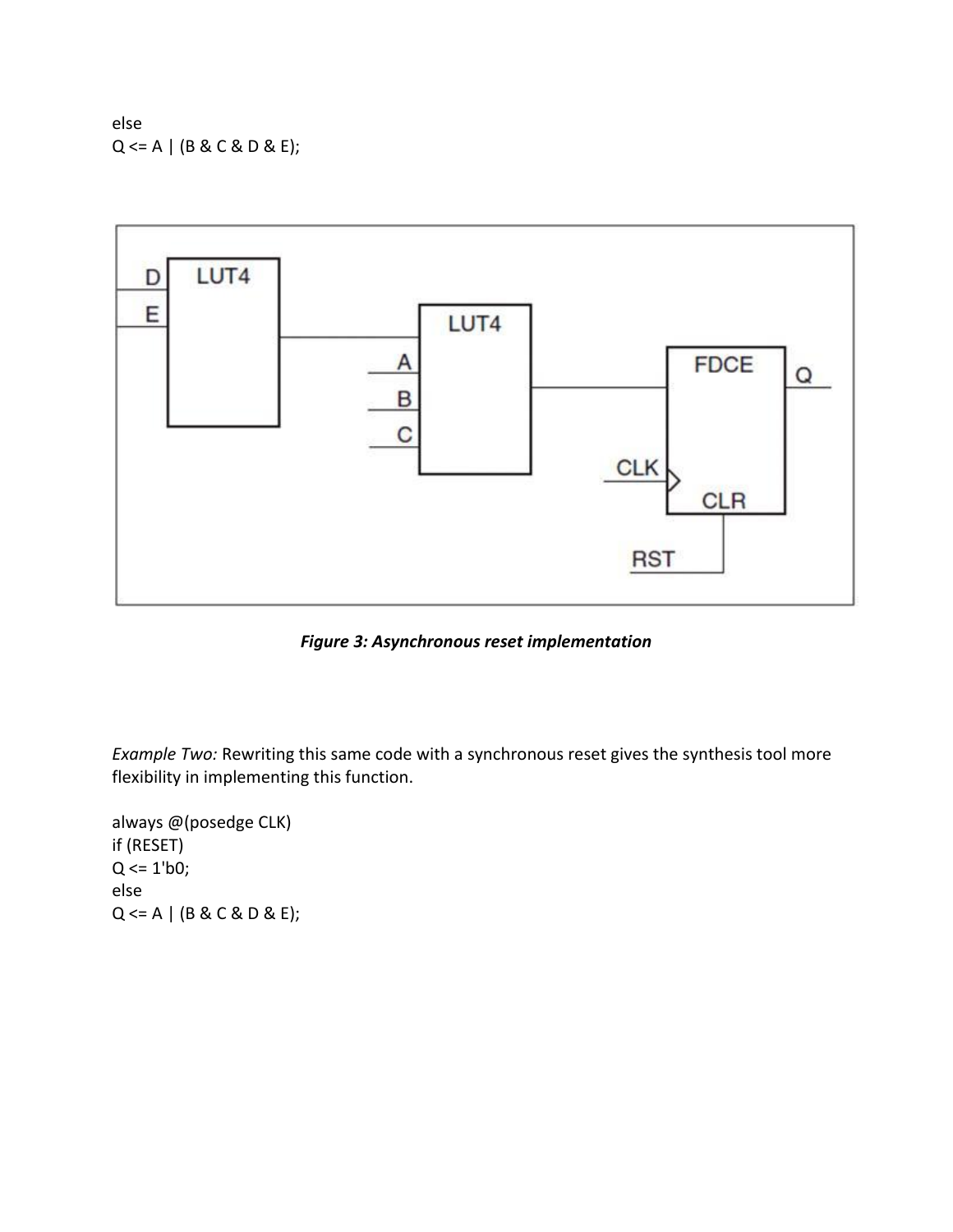```
else
Q <= A | (B & C & D & E);
```

*Figure 3: Asynchronous reset implementation*

*Example Two:* Rewriting this same code with a synchronous reset gives the synthesis tool more flexibility in implementing this function.

```
always @(posedge CLK)
if (RESET)
Q <= 1'b0;
else
Q <= A | (B & C & D & E);
```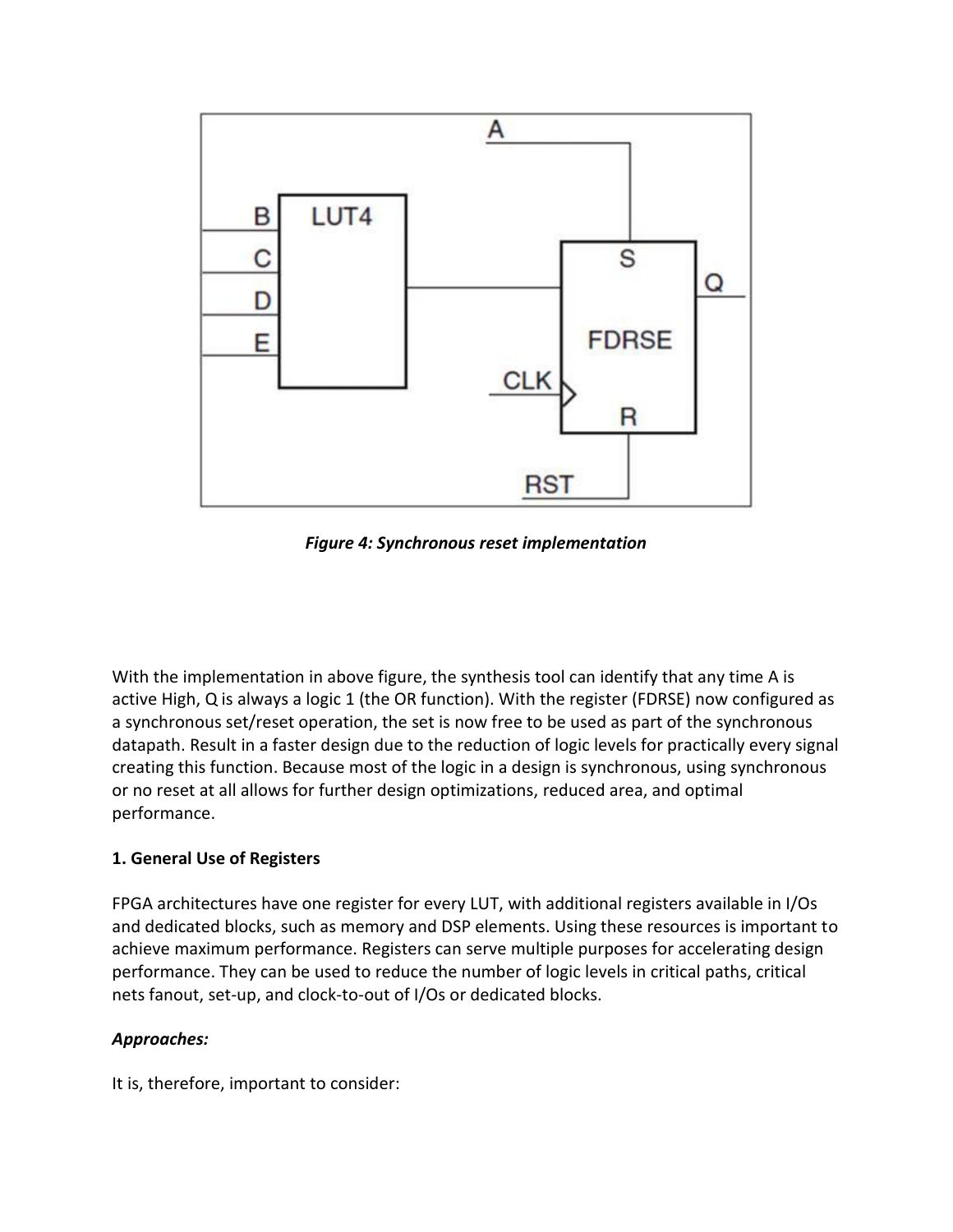*Figure 4: Synchronous reset implementation*

With the implementation in above figure, the synthesis tool can identify that any time A is active High, Q is always a logic 1 (the OR function). With the register (FDRSE) now configured as a synchronous set/reset operation, the set is now free to be used as part of the synchronous datapath. Result in a faster design due to the reduction of logic levels for practically every signal creating this function. Because most of the logic in a design is synchronous, using synchronous or no reset at all allows for further design optimizations, reduced area, and optimal performance.

**1. General Use of Registers**

FPGA architectures have one register for every LUT, with additional registers available in I/Os and dedicated blocks, such as memory and DSP elements. Using these resources is important to achieve maximum performance. Registers can serve multiple purposes for accelerating design performance. They can be used to reduce the number of logic levels in critical paths, critical nets fanout, set-up, and clock-to-out of I/Os or dedicated blocks.

***Approaches:***

It is, therefore, important to consider: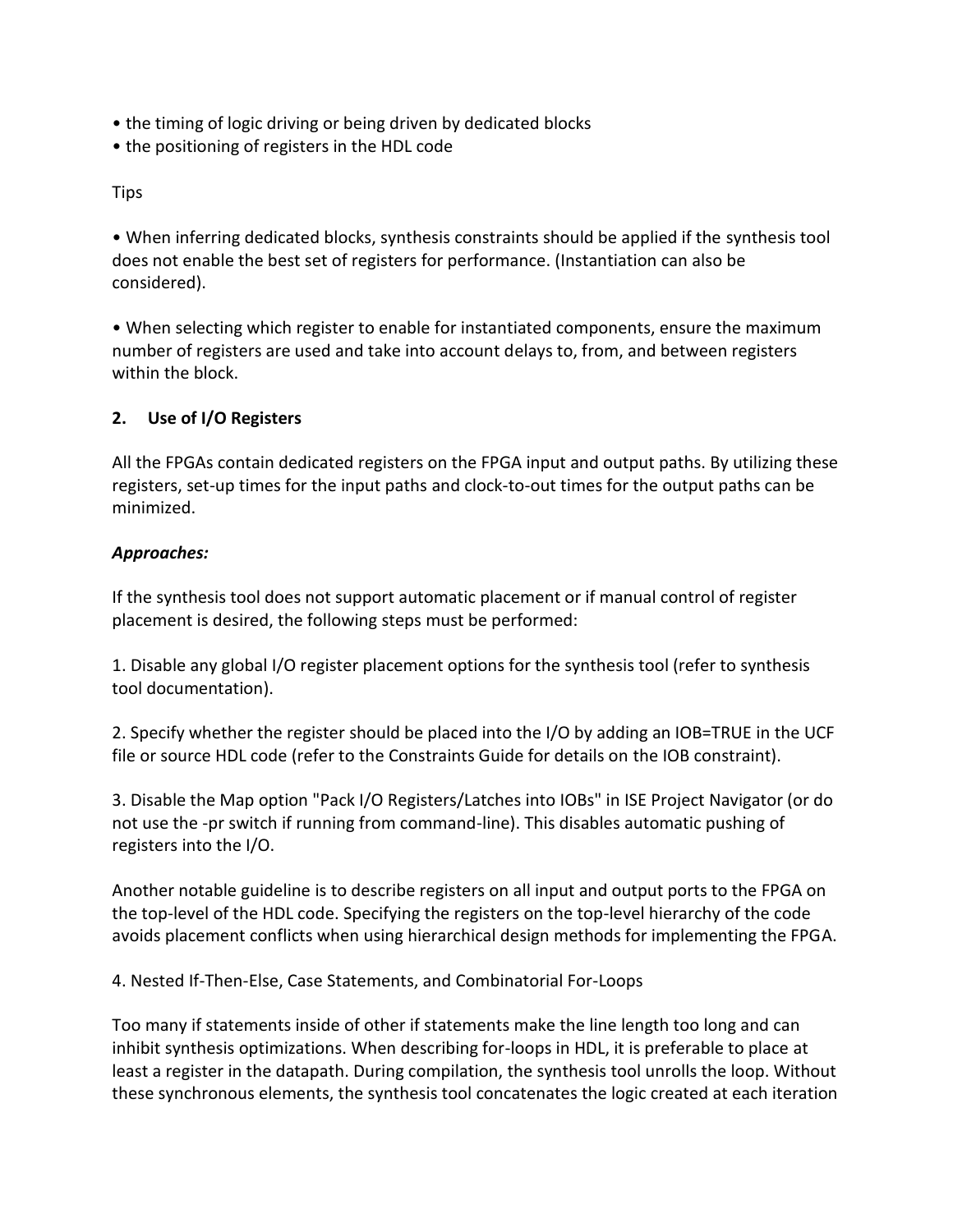- the timing of logic driving or being driven by dedicated blocks
- the positioning of registers in the HDL code

Tips

- When inferring dedicated blocks, synthesis constraints should be applied if the synthesis tool does not enable the best set of registers for performance. (Instantiation can also be considered).

- When selecting which register to enable for instantiated components, ensure the maximum number of registers are used and take into account delays to, from, and between registers within the block.

**2. Use of I/O Registers**

All the FPGAs contain dedicated registers on the FPGA input and output paths. By utilizing these registers, set-up times for the input paths and clock-to-out times for the output paths can be minimized.

***Approaches:***

If the synthesis tool does not support automatic placement or if manual control of register placement is desired, the following steps must be performed:

1. Disable any global I/O register placement options for the synthesis tool (refer to synthesis tool documentation).

2. Specify whether the register should be placed into the I/O by adding an IOB=TRUE in the UCF file or source HDL code (refer to the Constraints Guide for details on the IOB constraint).

3. Disable the Map option "Pack I/O Registers/Latches into IOBs" in ISE Project Navigator (or do not use the -pr switch if running from command-line). This disables automatic pushing of registers into the I/O.

Another notable guideline is to describe registers on all input and output ports to the FPGA on the top-level of the HDL code. Specifying the registers on the top-level hierarchy of the code avoids placement conflicts when using hierarchical design methods for implementing the FPGA.

4. Nested If-Then-Else, Case Statements, and Combinatorial For-Loops

Too many if statements inside of other if statements make the line length too long and can inhibit synthesis optimizations. When describing for-loops in HDL, it is preferable to place at least a register in the datapath. During compilation, the synthesis tool unrolls the loop. Without these synchronous elements, the synthesis tool concatenates the logic created at each iteration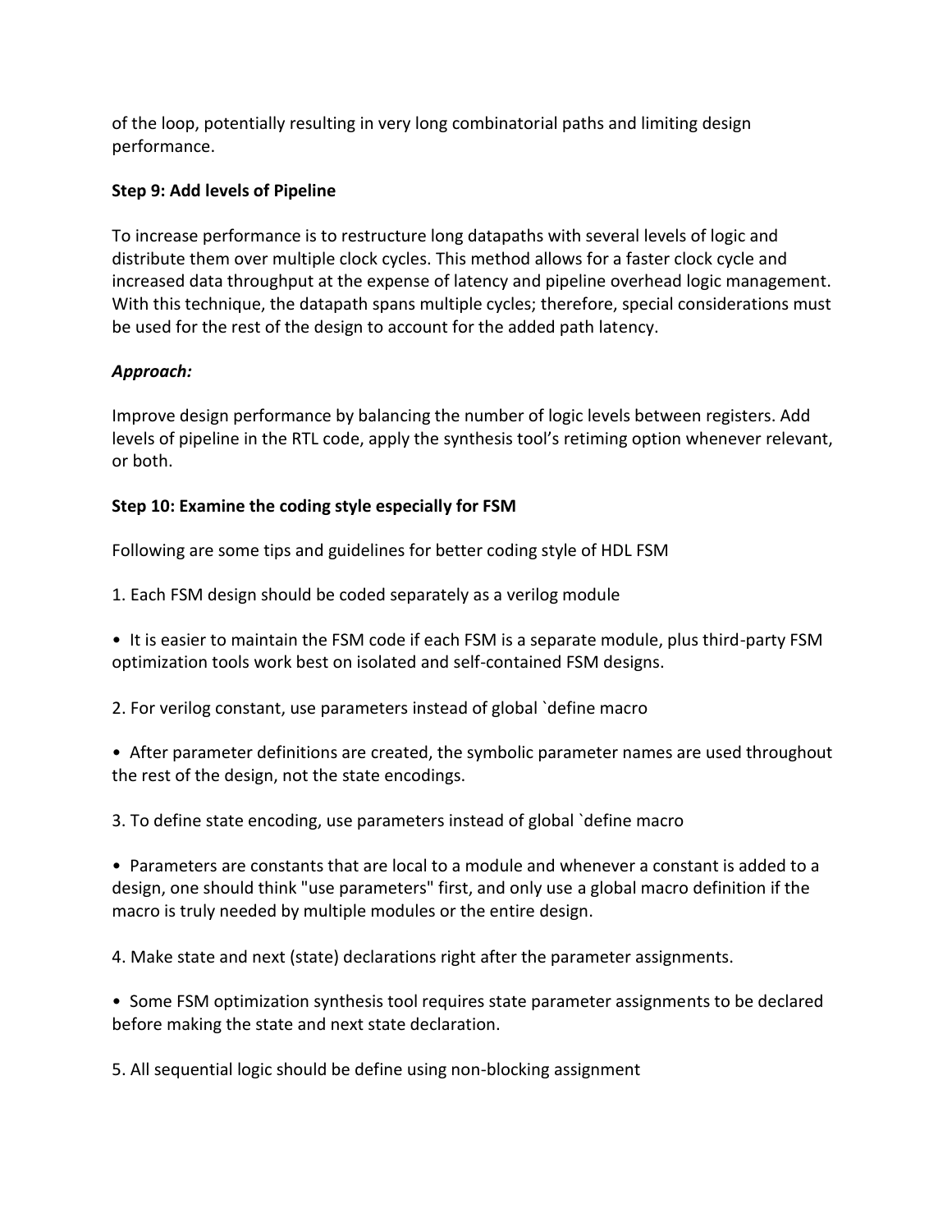of the loop, potentially resulting in very long combinatorial paths and limiting design performance.

**Step 9: Add levels of Pipeline**

To increase performance is to restructure long datapaths with several levels of logic and distribute them over multiple clock cycles. This method allows for a faster clock cycle and increased data throughput at the expense of latency and pipeline overhead logic management. With this technique, the datapath spans multiple cycles; therefore, special considerations must be used for the rest of the design to account for the added path latency.

***Approach:***

Improve design performance by balancing the number of logic levels between registers. Add levels of pipeline in the RTL code, apply the synthesis tool's retiming option whenever relevant, or both.

**Step 10: Examine the coding style especially for FSM**

Following are some tips and guidelines for better coding style of HDL FSM

1. Each FSM design should be coded separately as a verilog module

• It is easier to maintain the FSM code if each FSM is a separate module, plus third-party FSM optimization tools work best on isolated and self-contained FSM designs.

2. For verilog constant, use parameters instead of global `define macro

• After parameter definitions are created, the symbolic parameter names are used throughout the rest of the design, not the state encodings.

3. To define state encoding, use parameters instead of global `define macro

• Parameters are constants that are local to a module and whenever a constant is added to a design, one should think "use parameters" first, and only use a global macro definition if the macro is truly needed by multiple modules or the entire design.

4. Make state and next (state) declarations right after the parameter assignments.

• Some FSM optimization synthesis tool requires state parameter assignments to be declared before making the state and next state declaration.

5. All sequential logic should be define using non-blocking assignment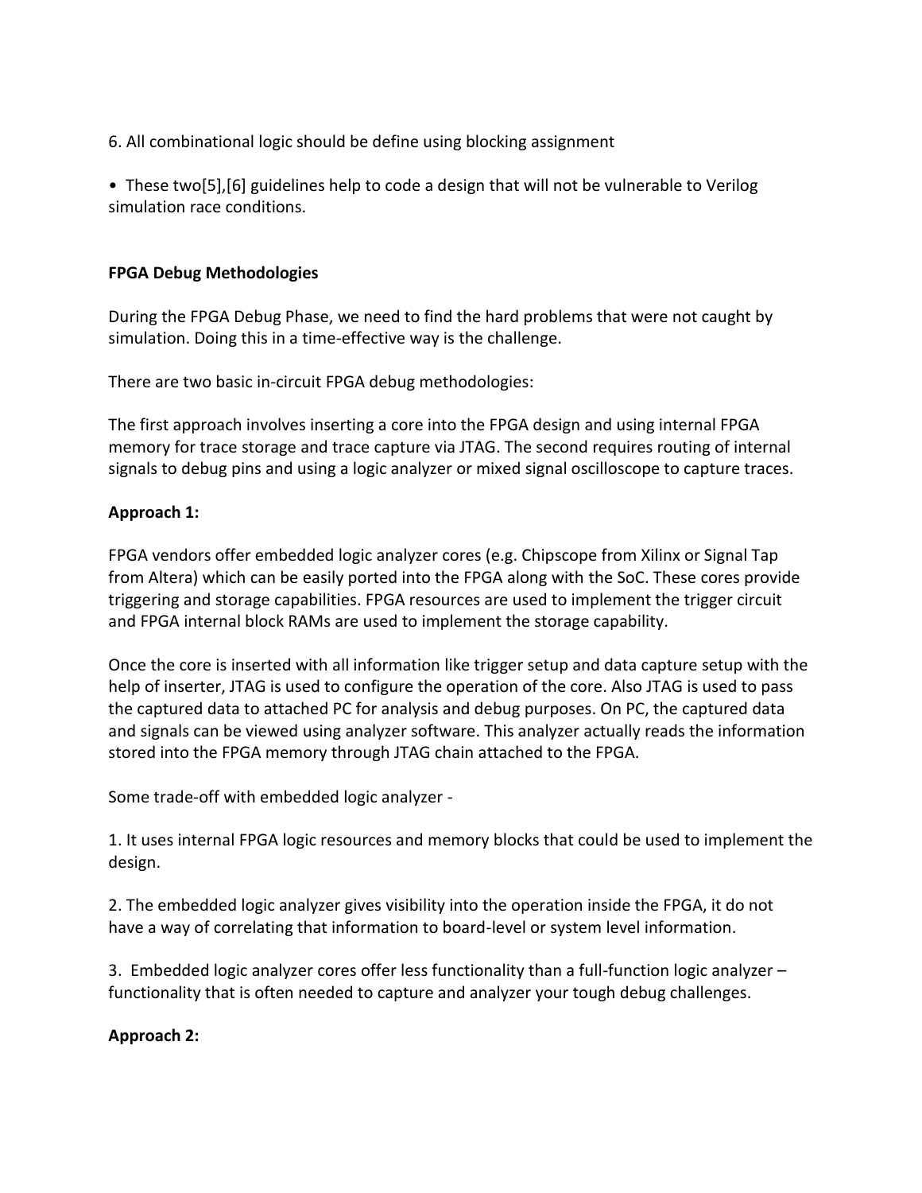6. All combinational logic should be define using blocking assignment

• These two[5],[6] guidelines help to code a design that will not be vulnerable to Verilog simulation race conditions.

**FPGA Debug Methodologies**

During the FPGA Debug Phase, we need to find the hard problems that were not caught by simulation. Doing this in a time-effective way is the challenge.

There are two basic in-circuit FPGA debug methodologies:

The first approach involves inserting a core into the FPGA design and using internal FPGA memory for trace storage and trace capture via JTAG. The second requires routing of internal signals to debug pins and using a logic analyzer or mixed signal oscilloscope to capture traces.

**Approach 1:**

FPGA vendors offer embedded logic analyzer cores (e.g. Chipscope from Xilinx or Signal Tap from Altera) which can be easily ported into the FPGA along with the SoC. These cores provide triggering and storage capabilities. FPGA resources are used to implement the trigger circuit and FPGA internal block RAMs are used to implement the storage capability.

Once the core is inserted with all information like trigger setup and data capture setup with the help of inserter, JTAG is used to configure the operation of the core. Also JTAG is used to pass the captured data to attached PC for analysis and debug purposes. On PC, the captured data and signals can be viewed using analyzer software. This analyzer actually reads the information stored into the FPGA memory through JTAG chain attached to the FPGA.

Some trade-off with embedded logic analyzer -

1. It uses internal FPGA logic resources and memory blocks that could be used to implement the design.

2. The embedded logic analyzer gives visibility into the operation inside the FPGA, it do not have a way of correlating that information to board-level or system level information.

3. Embedded logic analyzer cores offer less functionality than a full-function logic analyzer – functionality that is often needed to capture and analyzer your tough debug challenges.

**Approach 2:**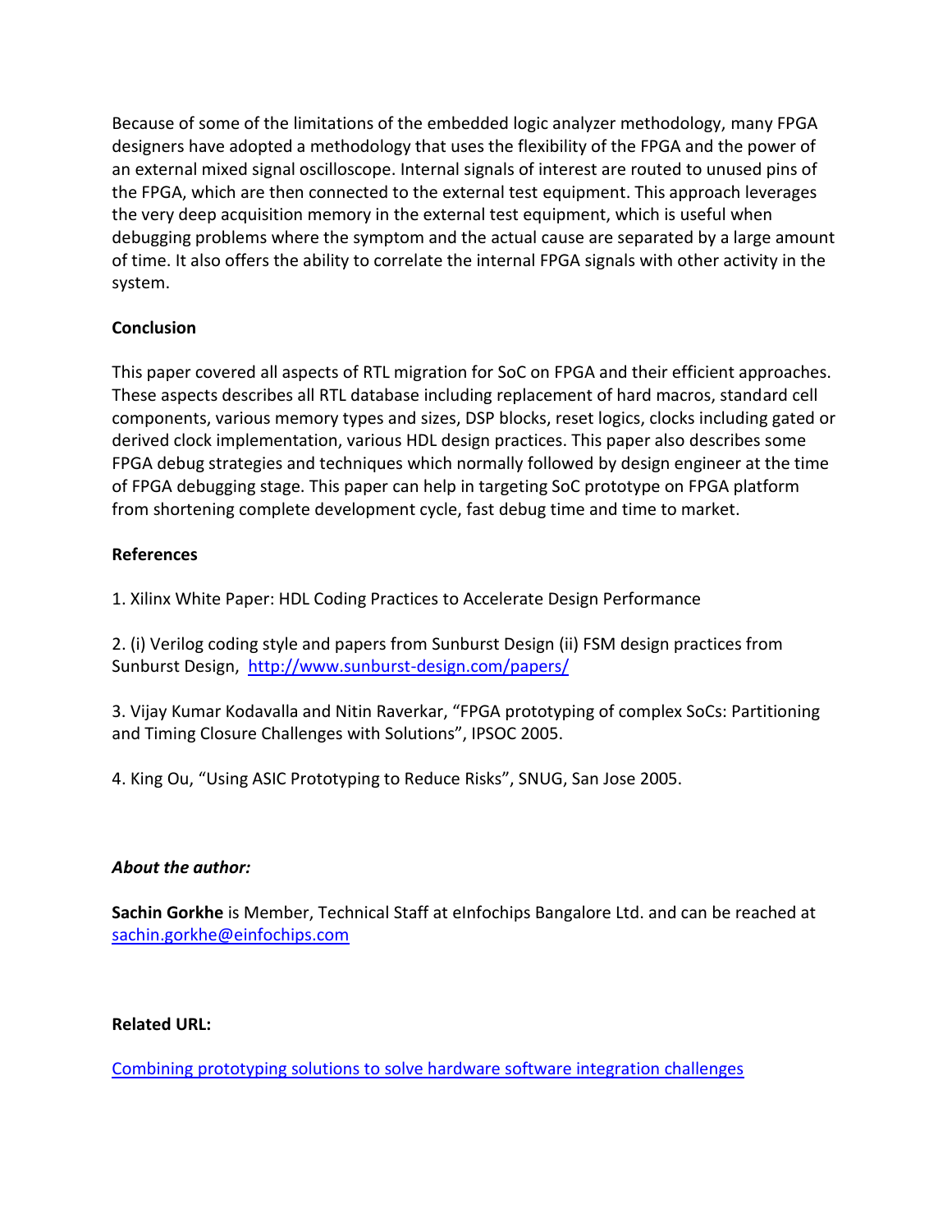Because of some of the limitations of the embedded logic analyzer methodology, many FPGA designers have adopted a methodology that uses the flexibility of the FPGA and the power of an external mixed signal oscilloscope. Internal signals of interest are routed to unused pins of the FPGA, which are then connected to the external test equipment. This approach leverages the very deep acquisition memory in the external test equipment, which is useful when debugging problems where the symptom and the actual cause are separated by a large amount of time. It also offers the ability to correlate the internal FPGA signals with other activity in the system.

**Conclusion**

This paper covered all aspects of RTL migration for SoC on FPGA and their efficient approaches. These aspects describes all RTL database including replacement of hard macros, standard cell components, various memory types and sizes, DSP blocks, reset logics, clocks including gated or derived clock implementation, various HDL design practices. This paper also describes some FPGA debug strategies and techniques which normally followed by design engineer at the time of FPGA debugging stage. This paper can help in targeting SoC prototype on FPGA platform from shortening complete development cycle, fast debug time and time to market.

**References**

1. Xilinx White Paper: HDL Coding Practices to Accelerate Design Performance

2. (i) Verilog coding style and papers from Sunburst Design (ii) FSM design practices from Sunburst Design, [http://www.sunburst-design.com/papers/](http://www.sunburst-design.com/papers/)

3. Vijay Kumar Kodavalla and Nitin Raverkar, "FPGA prototyping of complex SoCs: Partitioning and Timing Closure Challenges with Solutions", IPSOC 2005.

4. King Ou, "Using ASIC Prototyping to Reduce Risks", SNUG, San Jose 2005.

***About the author:***

**Sachin Gorkhe** is Member, Technical Staff at eInfochips Bangalore Ltd. and can be reached at [sachin.gorkhe@einfochips.com](mailto:sachin.gorkhe@einfochips.com)

**Related URL:**

Combining prototyping solutions to solve hardware software integration challenges